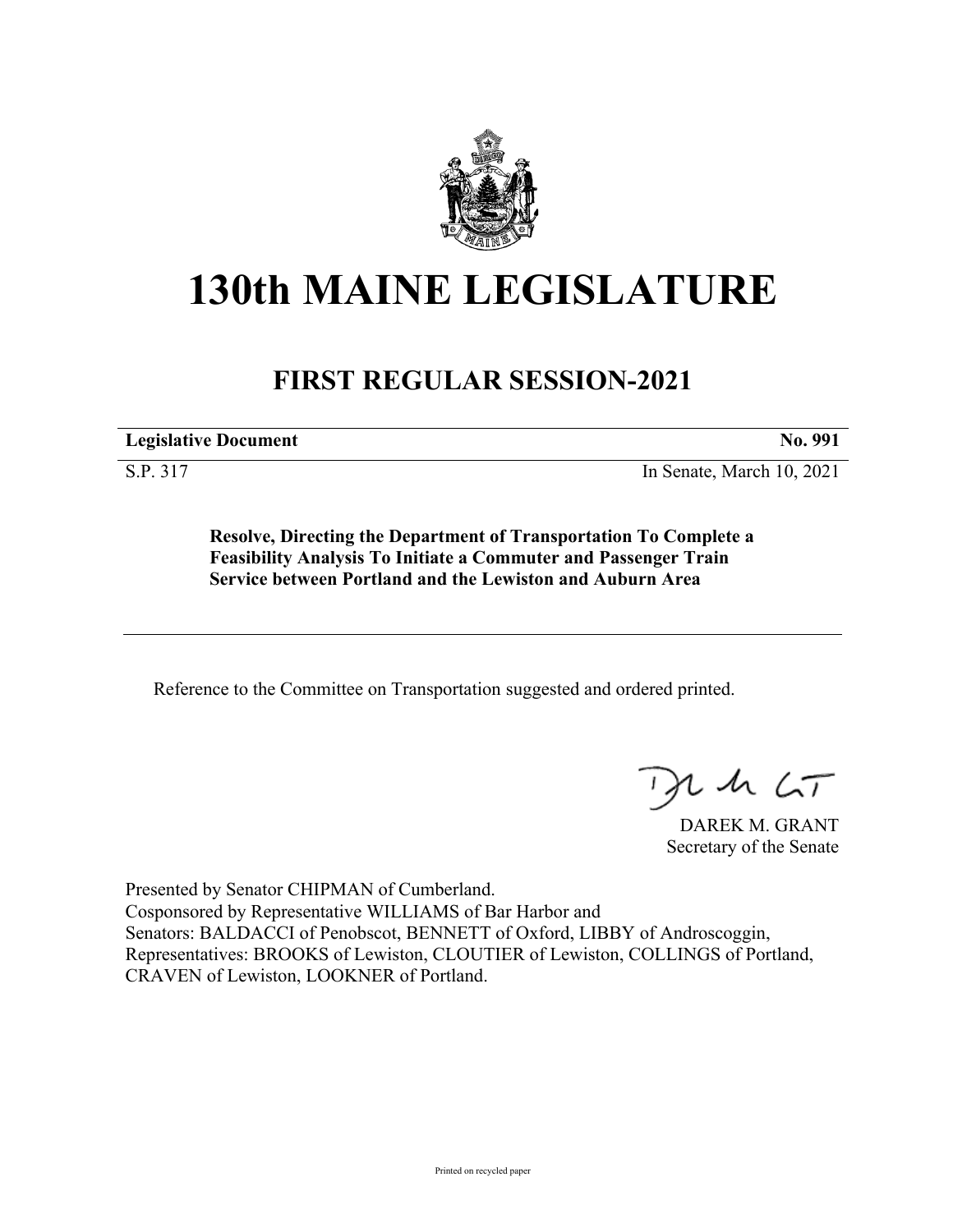# 130th MAINE LEGISLATURE

## FIRST REGULAR SESSION-2021

| **Legislative Document** | **No. 991** |
|---|---|
| S.P. 317 | In Senate, March 10, 2021 |

**Resolve, Directing the Department of Transportation To Complete a Feasibility Analysis To Initiate a Commuter and Passenger Train Service between Portland and the Lewiston and Auburn Area**

Reference to the Committee on Transportation suggested and ordered printed.

DAREK M. GRANT
Secretary of the Senate

Presented by Senator CHIPMAN of Cumberland.
Cosponsored by Representative WILLIAMS of Bar Harbor and
Senators: BALDACCI of Penobscot, BENNETT of Oxford, LIBBY of Androscoggin,
Representatives: BROOKS of Lewiston, CLOUTIER of Lewiston, COLLINGS of Portland, CRAVEN of Lewiston, LOOKNER of Portland.

Printed on recycled paper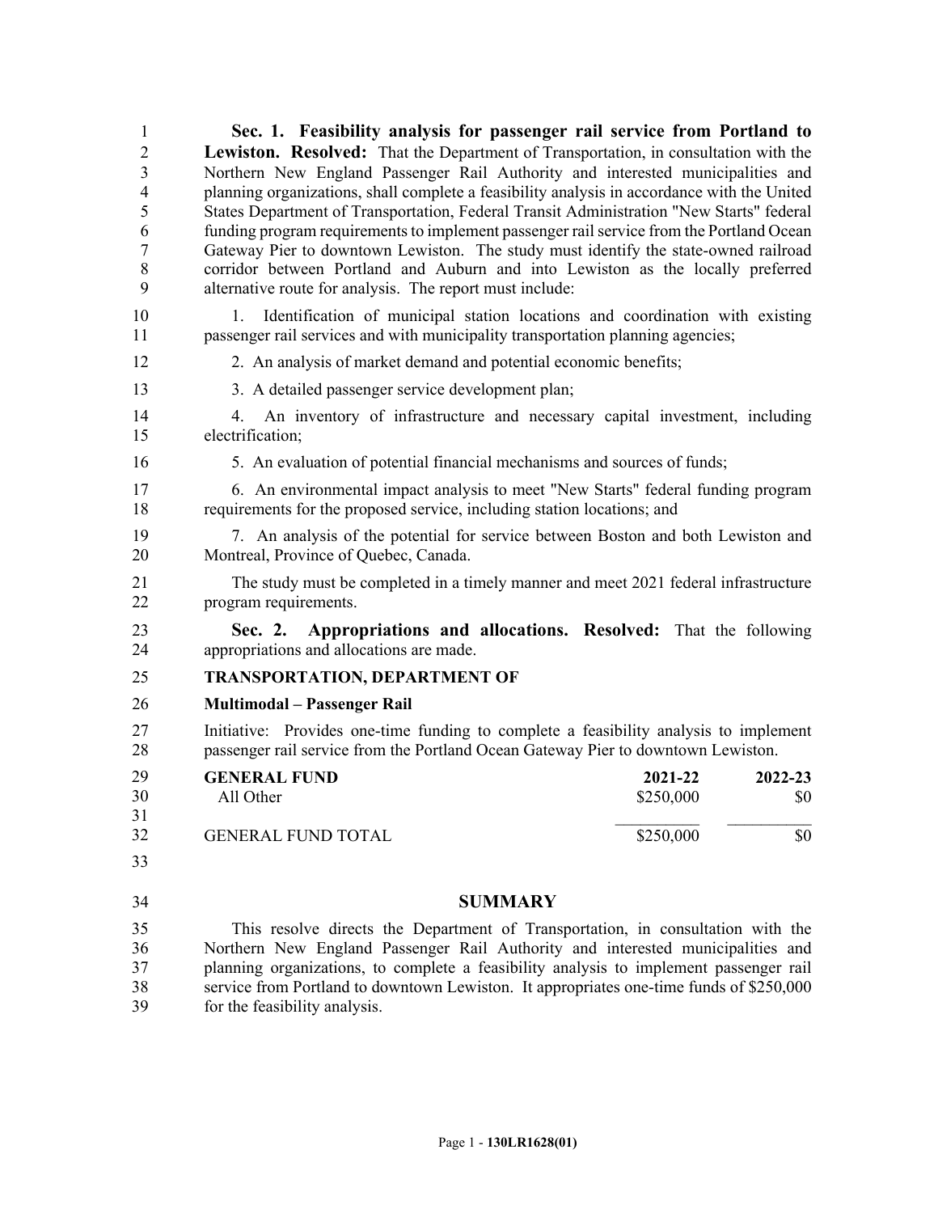**Sec. 1. Feasibility analysis for passenger rail service from Portland to Lewiston. Resolved:** That the Department of Transportation, in consultation with the Northern New England Passenger Rail Authority and interested municipalities and planning organizations, shall complete a feasibility analysis in accordance with the United States Department of Transportation, Federal Transit Administration "New Starts" federal funding program requirements to implement passenger rail service from the Portland Ocean Gateway Pier to downtown Lewiston. The study must identify the state-owned railroad corridor between Portland and Auburn and into Lewiston as the locally preferred alternative route for analysis. The report must include:

1. Identification of municipal station locations and coordination with existing passenger rail services and with municipality transportation planning agencies;

2. An analysis of market demand and potential economic benefits;

3. A detailed passenger service development plan;

4. An inventory of infrastructure and necessary capital investment, including electrification;

5. An evaluation of potential financial mechanisms and sources of funds;

6. An environmental impact analysis to meet "New Starts" federal funding program requirements for the proposed service, including station locations; and

7. An analysis of the potential for service between Boston and both Lewiston and Montreal, Province of Quebec, Canada.

The study must be completed in a timely manner and meet 2021 federal infrastructure program requirements.

**Sec. 2. Appropriations and allocations. Resolved:** That the following appropriations and allocations are made.

**TRANSPORTATION, DEPARTMENT OF**

**Multimodal – Passenger Rail**

Initiative: Provides one-time funding to complete a feasibility analysis to implement passenger rail service from the Portland Ocean Gateway Pier to downtown Lewiston.

| **GENERAL FUND** | **2021-22** | **2022-23** |
|---|---|---|
| All Other | $250,000 | $0 |
| GENERAL FUND TOTAL | $250,000 | $0 |

## SUMMARY

This resolve directs the Department of Transportation, in consultation with the Northern New England Passenger Rail Authority and interested municipalities and planning organizations, to complete a feasibility analysis to implement passenger rail service from Portland to downtown Lewiston. It appropriates one-time funds of $250,000 for the feasibility analysis.